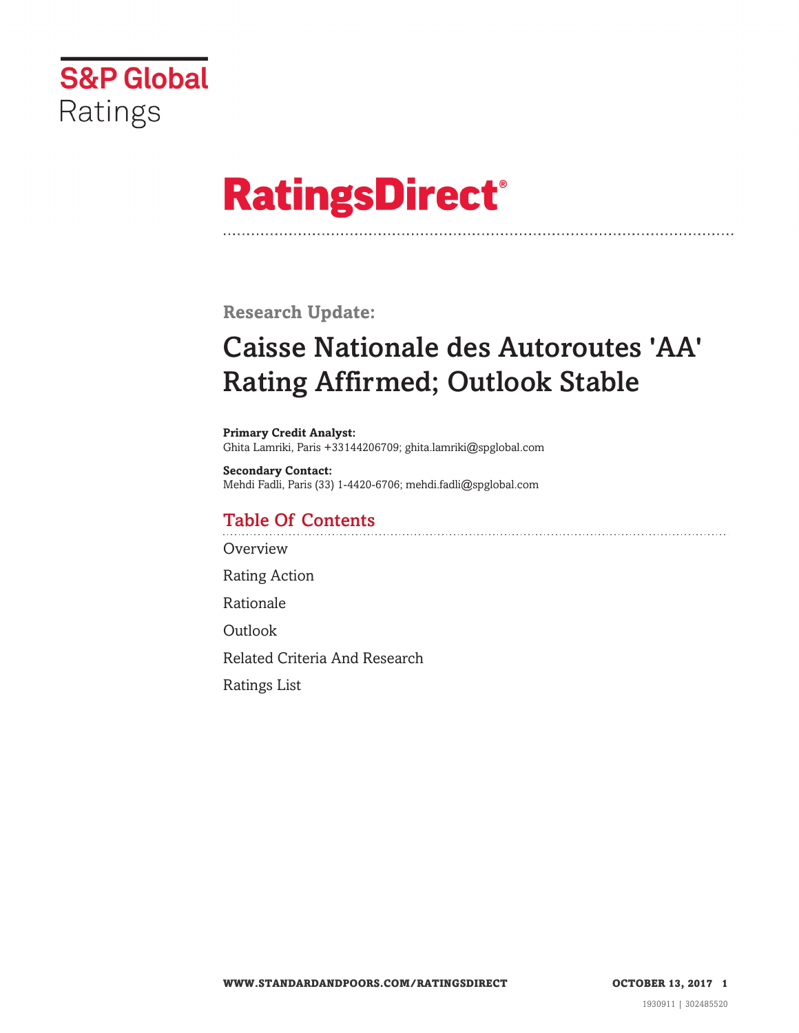S&P Global Ratings

# RatingsDirect®

**Research Update:**

# Caisse Nationale des Autoroutes 'AA' Rating Affirmed; Outlook Stable

**Primary Credit Analyst:**
Ghita Lamriki, Paris +33144206709; ghita.lamriki@spglobal.com

**Secondary Contact:**
Mehdi Fadli, Paris (33) 1-4420-6706; mehdi.fadli@spglobal.com

## Table Of Contents

Overview

Rating Action

Rationale

Outlook

Related Criteria And Research

Ratings List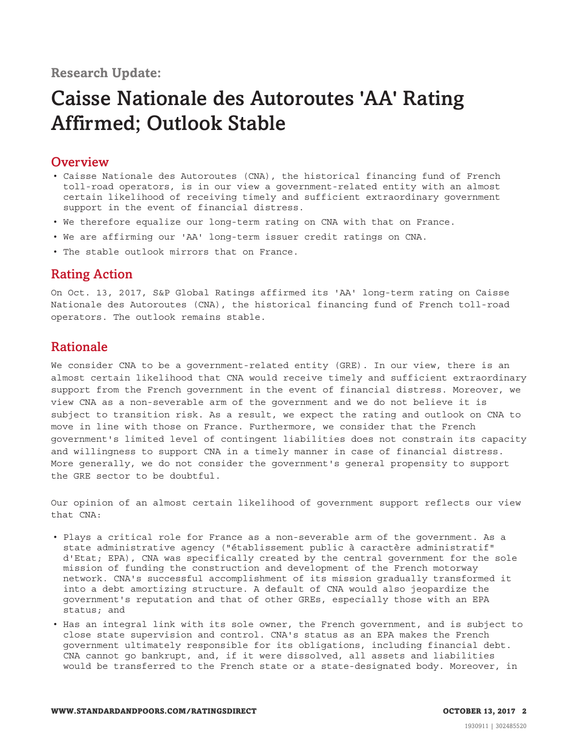Research Update:

# Caisse Nationale des Autoroutes 'AA' Rating Affirmed; Outlook Stable

## Overview

- Caisse Nationale des Autoroutes (CNA), the historical financing fund of French toll-road operators, is in our view a government-related entity with an almost certain likelihood of receiving timely and sufficient extraordinary government support in the event of financial distress.
- We therefore equalize our long-term rating on CNA with that on France.
- We are affirming our 'AA' long-term issuer credit ratings on CNA.
- The stable outlook mirrors that on France.

## Rating Action

On Oct. 13, 2017, S&P Global Ratings affirmed its 'AA' long-term rating on Caisse Nationale des Autoroutes (CNA), the historical financing fund of French toll-road operators. The outlook remains stable.

## Rationale

We consider CNA to be a government-related entity (GRE). In our view, there is an almost certain likelihood that CNA would receive timely and sufficient extraordinary support from the French government in the event of financial distress. Moreover, we view CNA as a non-severable arm of the government and we do not believe it is subject to transition risk. As a result, we expect the rating and outlook on CNA to move in line with those on France. Furthermore, we consider that the French government's limited level of contingent liabilities does not constrain its capacity and willingness to support CNA in a timely manner in case of financial distress. More generally, we do not consider the government's general propensity to support the GRE sector to be doubtful.

Our opinion of an almost certain likelihood of government support reflects our view that CNA:

- Plays a critical role for France as a non-severable arm of the government. As a state administrative agency ("établissement public à caractère administratif" d'Etat; EPA), CNA was specifically created by the central government for the sole mission of funding the construction and development of the French motorway network. CNA's successful accomplishment of its mission gradually transformed it into a debt amortizing structure. A default of CNA would also jeopardize the government's reputation and that of other GREs, especially those with an EPA status; and
- Has an integral link with its sole owner, the French government, and is subject to close state supervision and control. CNA's status as an EPA makes the French government ultimately responsible for its obligations, including financial debt. CNA cannot go bankrupt, and, if it were dissolved, all assets and liabilities would be transferred to the French state or a state-designated body. Moreover, in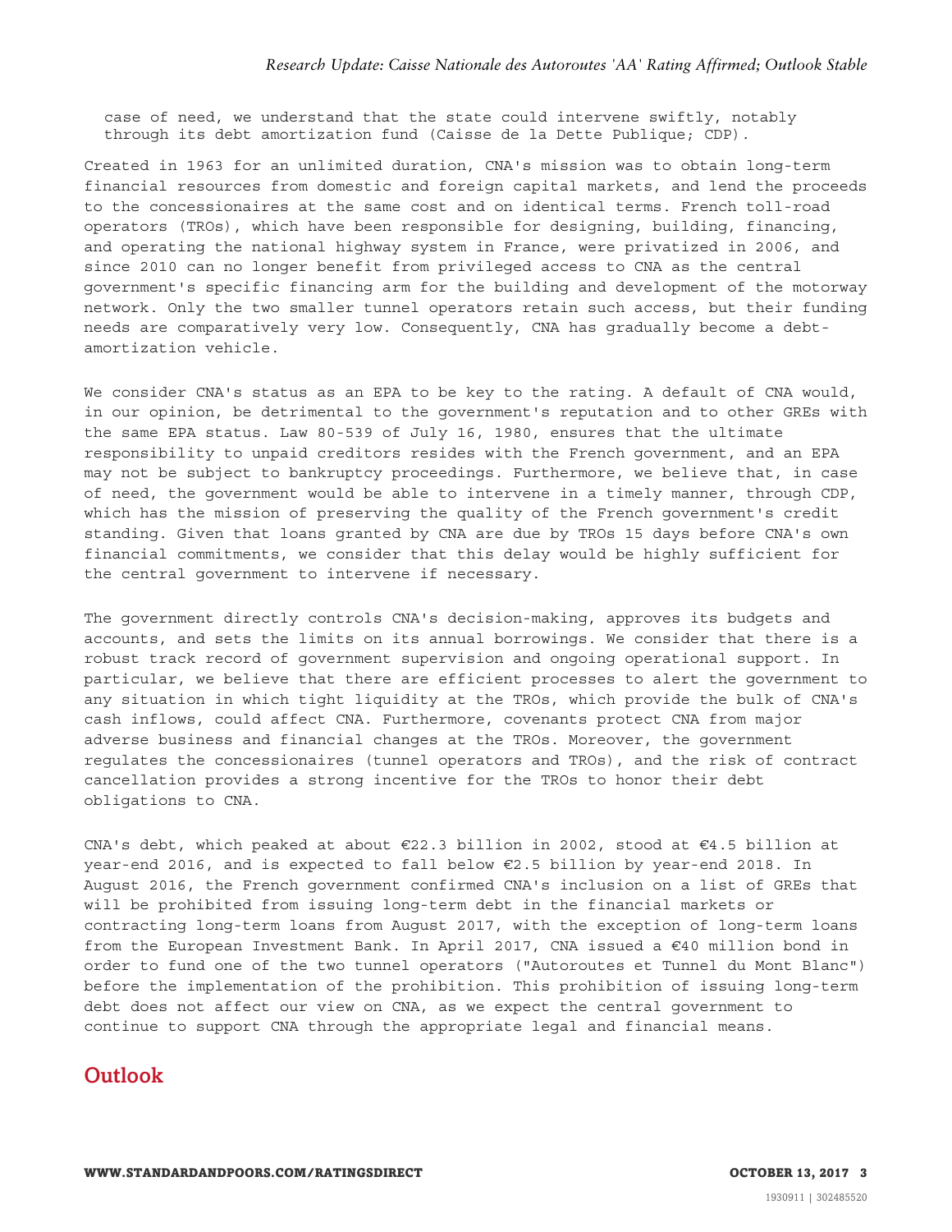case of need, we understand that the state could intervene swiftly, notably through its debt amortization fund (Caisse de la Dette Publique; CDP).

Created in 1963 for an unlimited duration, CNA's mission was to obtain long-term financial resources from domestic and foreign capital markets, and lend the proceeds to the concessionaires at the same cost and on identical terms. French toll-road operators (TROs), which have been responsible for designing, building, financing, and operating the national highway system in France, were privatized in 2006, and since 2010 can no longer benefit from privileged access to CNA as the central government's specific financing arm for the building and development of the motorway network. Only the two smaller tunnel operators retain such access, but their funding needs are comparatively very low. Consequently, CNA has gradually become a debt-amortization vehicle.

We consider CNA's status as an EPA to be key to the rating. A default of CNA would, in our opinion, be detrimental to the government's reputation and to other GREs with the same EPA status. Law 80-539 of July 16, 1980, ensures that the ultimate responsibility to unpaid creditors resides with the French government, and an EPA may not be subject to bankruptcy proceedings. Furthermore, we believe that, in case of need, the government would be able to intervene in a timely manner, through CDP, which has the mission of preserving the quality of the French government's credit standing. Given that loans granted by CNA are due by TROs 15 days before CNA's own financial commitments, we consider that this delay would be highly sufficient for the central government to intervene if necessary.

The government directly controls CNA's decision-making, approves its budgets and accounts, and sets the limits on its annual borrowings. We consider that there is a robust track record of government supervision and ongoing operational support. In particular, we believe that there are efficient processes to alert the government to any situation in which tight liquidity at the TROs, which provide the bulk of CNA's cash inflows, could affect CNA. Furthermore, covenants protect CNA from major adverse business and financial changes at the TROs. Moreover, the government regulates the concessionaires (tunnel operators and TROs), and the risk of contract cancellation provides a strong incentive for the TROs to honor their debt obligations to CNA.

CNA's debt, which peaked at about €22.3 billion in 2002, stood at €4.5 billion at year-end 2016, and is expected to fall below €2.5 billion by year-end 2018. In August 2016, the French government confirmed CNA's inclusion on a list of GREs that will be prohibited from issuing long-term debt in the financial markets or contracting long-term loans from August 2017, with the exception of long-term loans from the European Investment Bank. In April 2017, CNA issued a €40 million bond in order to fund one of the two tunnel operators ("Autoroutes et Tunnel du Mont Blanc") before the implementation of the prohibition. This prohibition of issuing long-term debt does not affect our view on CNA, as we expect the central government to continue to support CNA through the appropriate legal and financial means.

## Outlook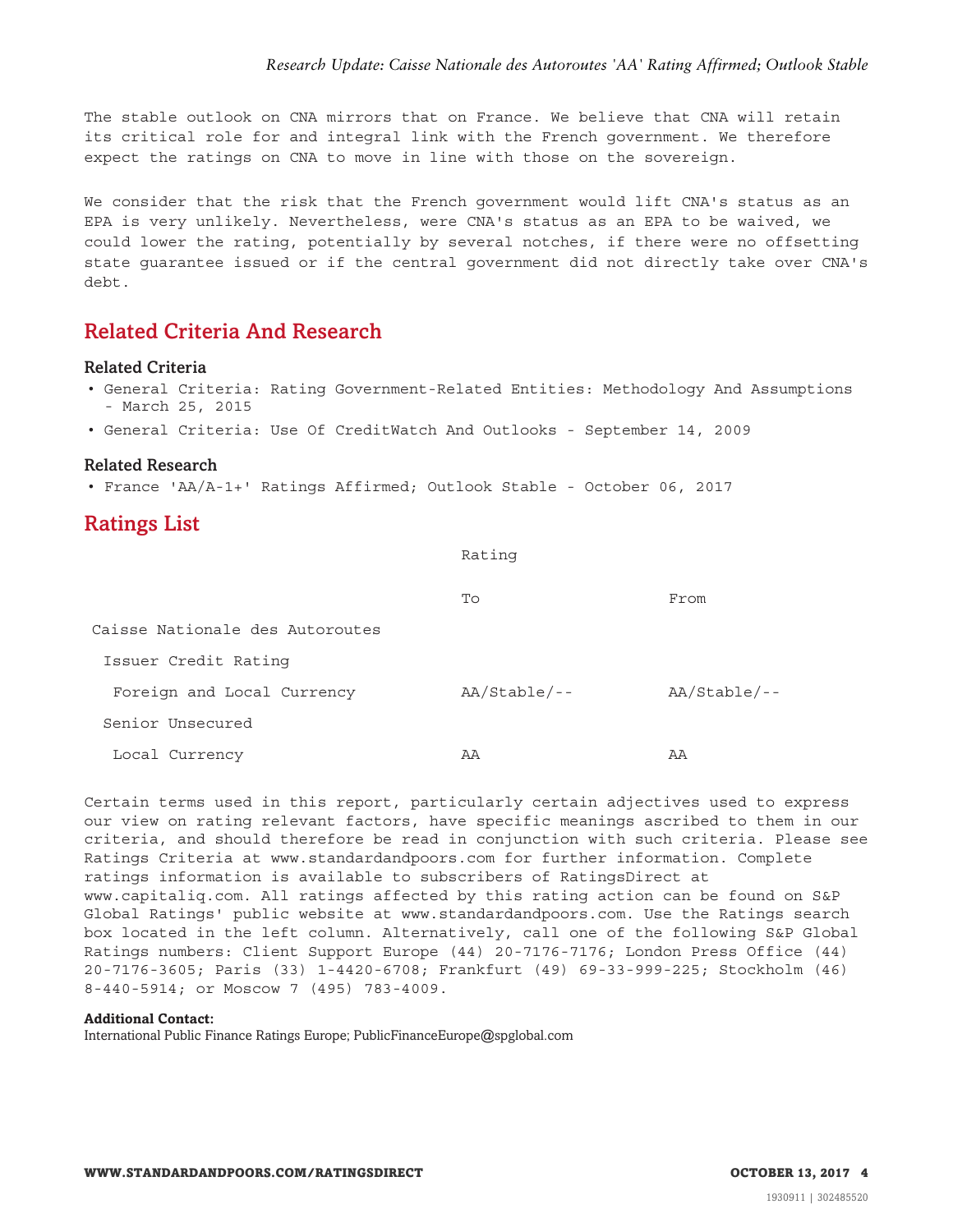The stable outlook on CNA mirrors that on France. We believe that CNA will retain its critical role for and integral link with the French government. We therefore expect the ratings on CNA to move in line with those on the sovereign.

We consider that the risk that the French government would lift CNA's status as an EPA is very unlikely. Nevertheless, were CNA's status as an EPA to be waived, we could lower the rating, potentially by several notches, if there were no offsetting state guarantee issued or if the central government did not directly take over CNA's debt.

## Related Criteria And Research

### Related Criteria

- General Criteria: Rating Government-Related Entities: Methodology And Assumptions - March 25, 2015
- General Criteria: Use Of CreditWatch And Outlooks - September 14, 2009

### Related Research

- France 'AA/A-1+' Ratings Affirmed; Outlook Stable - October 06, 2017

## Ratings List

| | Rating | |
|---|---|---|
| | To | From |
| Caisse Nationale des Autoroutes | | |
| Issuer Credit Rating | | |
| Foreign and Local Currency | AA/Stable/-- | AA/Stable/-- |
| Senior Unsecured | | |
| Local Currency | AA | AA |

Certain terms used in this report, particularly certain adjectives used to express our view on rating relevant factors, have specific meanings ascribed to them in our criteria, and should therefore be read in conjunction with such criteria. Please see Ratings Criteria at www.standardandpoors.com for further information. Complete ratings information is available to subscribers of RatingsDirect at www.capitaliq.com. All ratings affected by this rating action can be found on S&P Global Ratings' public website at www.standardandpoors.com. Use the Ratings search box located in the left column. Alternatively, call one of the following S&P Global Ratings numbers: Client Support Europe (44) 20-7176-7176; London Press Office (44) 20-7176-3605; Paris (33) 1-4420-6708; Frankfurt (49) 69-33-999-225; Stockholm (46) 8-440-5914; or Moscow 7 (495) 783-4009.

**Additional Contact:**
International Public Finance Ratings Europe; PublicFinanceEurope@spglobal.com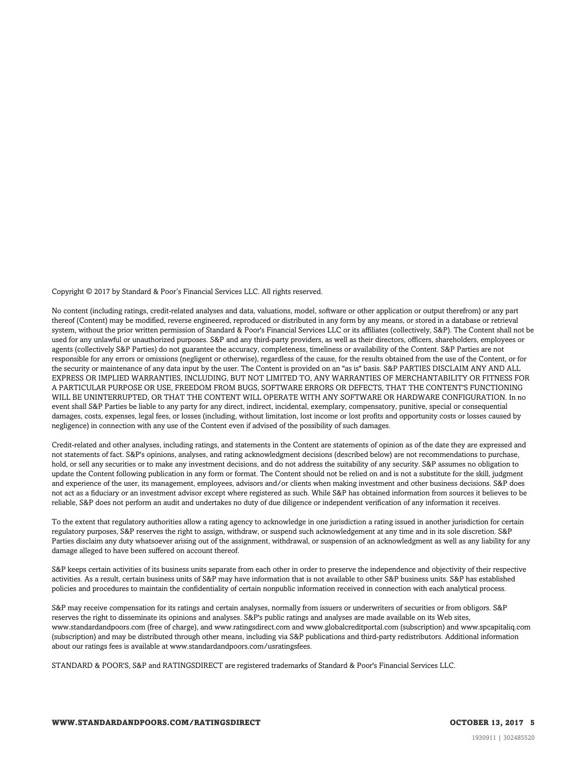Copyright © 2017 by Standard & Poor's Financial Services LLC. All rights reserved.

No content (including ratings, credit-related analyses and data, valuations, model, software or other application or output therefrom) or any part thereof (Content) may be modified, reverse engineered, reproduced or distributed in any form by any means, or stored in a database or retrieval system, without the prior written permission of Standard & Poor's Financial Services LLC or its affiliates (collectively, S&P). The Content shall not be used for any unlawful or unauthorized purposes. S&P and any third-party providers, as well as their directors, officers, shareholders, employees or agents (collectively S&P Parties) do not guarantee the accuracy, completeness, timeliness or availability of the Content. S&P Parties are not responsible for any errors or omissions (negligent or otherwise), regardless of the cause, for the results obtained from the use of the Content, or for the security or maintenance of any data input by the user. The Content is provided on an "as is" basis. S&P PARTIES DISCLAIM ANY AND ALL EXPRESS OR IMPLIED WARRANTIES, INCLUDING, BUT NOT LIMITED TO, ANY WARRANTIES OF MERCHANTABILITY OR FITNESS FOR A PARTICULAR PURPOSE OR USE, FREEDOM FROM BUGS, SOFTWARE ERRORS OR DEFECTS, THAT THE CONTENT'S FUNCTIONING WILL BE UNINTERRUPTED, OR THAT THE CONTENT WILL OPERATE WITH ANY SOFTWARE OR HARDWARE CONFIGURATION. In no event shall S&P Parties be liable to any party for any direct, indirect, incidental, exemplary, compensatory, punitive, special or consequential damages, costs, expenses, legal fees, or losses (including, without limitation, lost income or lost profits and opportunity costs or losses caused by negligence) in connection with any use of the Content even if advised of the possibility of such damages.

Credit-related and other analyses, including ratings, and statements in the Content are statements of opinion as of the date they are expressed and not statements of fact. S&P's opinions, analyses, and rating acknowledgment decisions (described below) are not recommendations to purchase, hold, or sell any securities or to make any investment decisions, and do not address the suitability of any security. S&P assumes no obligation to update the Content following publication in any form or format. The Content should not be relied on and is not a substitute for the skill, judgment and experience of the user, its management, employees, advisors and/or clients when making investment and other business decisions. S&P does not act as a fiduciary or an investment advisor except where registered as such. While S&P has obtained information from sources it believes to be reliable, S&P does not perform an audit and undertakes no duty of due diligence or independent verification of any information it receives.

To the extent that regulatory authorities allow a rating agency to acknowledge in one jurisdiction a rating issued in another jurisdiction for certain regulatory purposes, S&P reserves the right to assign, withdraw, or suspend such acknowledgement at any time and in its sole discretion. S&P Parties disclaim any duty whatsoever arising out of the assignment, withdrawal, or suspension of an acknowledgment as well as any liability for any damage alleged to have been suffered on account thereof.

S&P keeps certain activities of its business units separate from each other in order to preserve the independence and objectivity of their respective activities. As a result, certain business units of S&P may have information that is not available to other S&P business units. S&P has established policies and procedures to maintain the confidentiality of certain nonpublic information received in connection with each analytical process.

S&P may receive compensation for its ratings and certain analyses, normally from issuers or underwriters of securities or from obligors. S&P reserves the right to disseminate its opinions and analyses. S&P's public ratings and analyses are made available on its Web sites, www.standardandpoors.com (free of charge), and www.ratingsdirect.com and www.globalcreditportal.com (subscription) and www.spcapitaliq.com (subscription) and may be distributed through other means, including via S&P publications and third-party redistributors. Additional information about our ratings fees is available at www.standardandpoors.com/usratingsfees.

STANDARD & POOR'S, S&P and RATINGSDIRECT are registered trademarks of Standard & Poor's Financial Services LLC.